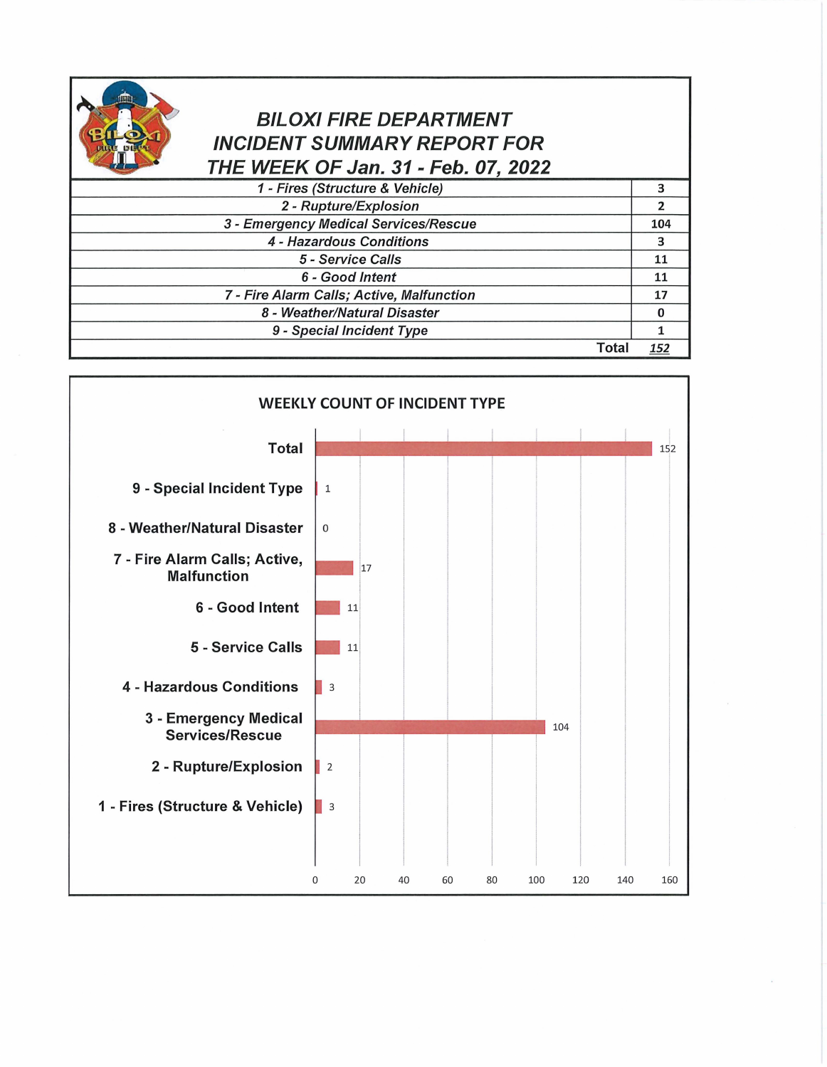# *BILOXI FIRE DEPARTMENT INCIDENT SUMMARY REPORT FOR THE WEEK OF Jan. 31 - Feb. 07, 2022*

| Incident Type | Count |
|---|---|
| *1 - Fires (Structure & Vehicle)* | 3 |
| *2 - Rupture/Explosion* | 2 |
| *3 - Emergency Medical Services/Rescue* | 104 |
| *4 - Hazardous Conditions* | 3 |
| *5 - Service Calls* | 11 |
| *6 - Good Intent* | 11 |
| *7 - Fire Alarm Calls; Active, Malfunction* | 17 |
| *8 - Weather/Natural Disaster* | 0 |
| *9 - Special Incident Type* | 1 |
| **Total** | ***152*** |

## WEEKLY COUNT OF INCIDENT TYPE

| Incident Type | Count |
|---|---|
| Total | 152 |
| 9 - Special Incident Type | 1 |
| 8 - Weather/Natural Disaster | 0 |
| 7 - Fire Alarm Calls; Active, Malfunction | 17 |
| 6 - Good Intent | 11 |
| 5 - Service Calls | 11 |
| 4 - Hazardous Conditions | 3 |
| 3 - Emergency Medical Services/Rescue | 104 |
| 2 - Rupture/Explosion | 2 |
| 1 - Fires (Structure & Vehicle) | 3 |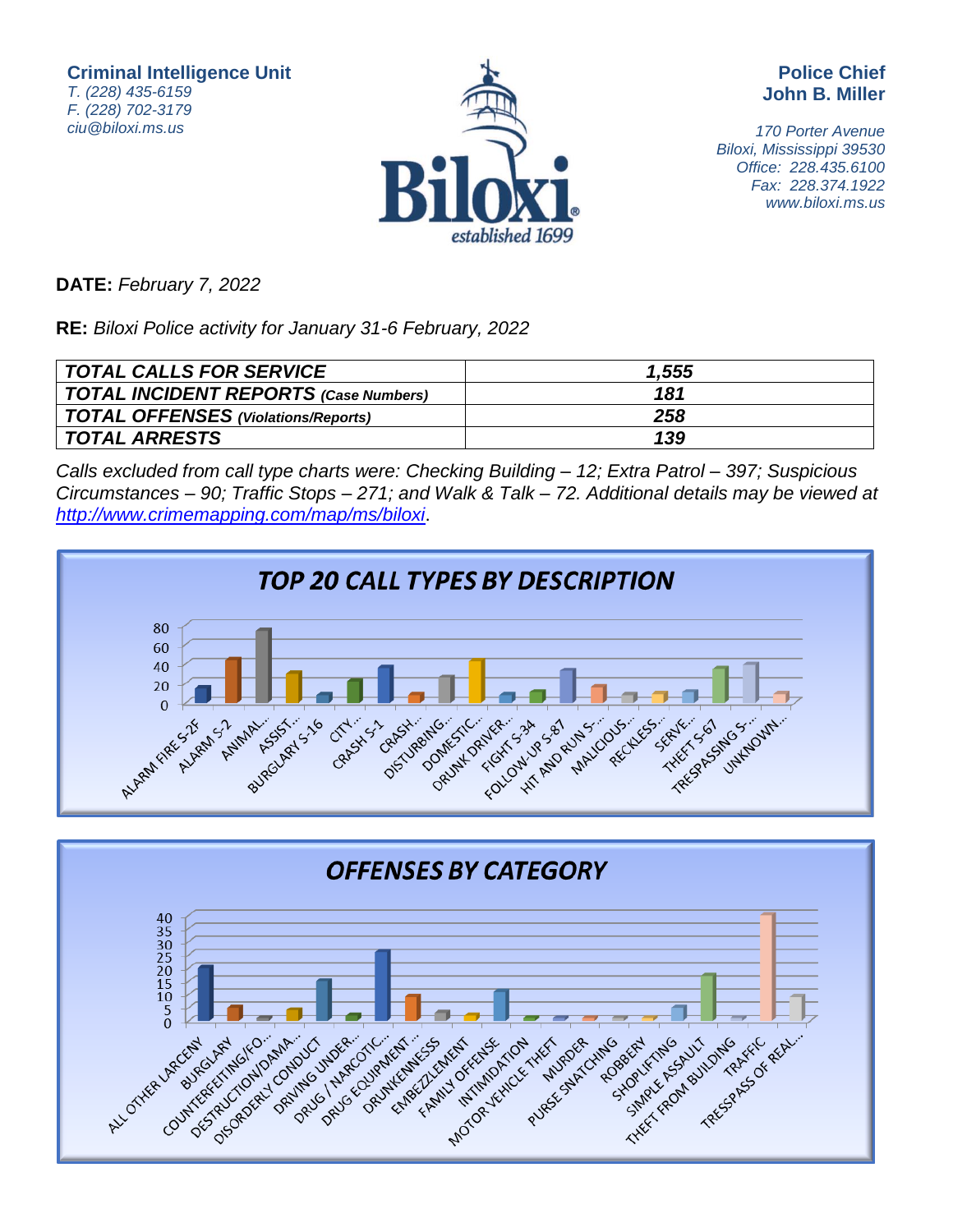**Criminal Intelligence Unit**
*T. (228) 435-6159*
*F. (228) 702-3179*
*ciu@biloxi.ms.us*

Biloxi
*established 1699*

**Police Chief**
**John B. Miller**

*170 Porter Avenue*
*Biloxi, Mississippi 39530*
*Office: 228.435.6100*
*Fax: 228.374.1922*
*www.biloxi.ms.us*

**DATE:** *February 7, 2022*

**RE:** *Biloxi Police activity for January 31-6 February, 2022*

| | |
|---|---|
| ***TOTAL CALLS FOR SERVICE*** | ***1,555*** |
| ***TOTAL INCIDENT REPORTS (Case Numbers)*** | ***181*** |
| ***TOTAL OFFENSES (Violations/Reports)*** | ***258*** |
| ***TOTAL ARRESTS*** | ***139*** |

*Calls excluded from call type charts were: Checking Building – 12; Extra Patrol – 397; Suspicious Circumstances – 90; Traffic Stops – 271; and Walk & Talk – 72. Additional details may be viewed at [http://www.crimemapping.com/map/ms/biloxi](http://www.crimemapping.com/map/ms/biloxi).*

## TOP 20 CALL TYPES BY DESCRIPTION

Categories: ALARM FIRE S-2F, ALARM S-2, ANIMAL..., ASSIST..., BURGLARY S-16, CITY..., CRASH S-1, CRASH..., DISTURBING..., DOMESTIC..., DRUNK DRIVER..., FIGHT S-34, FOLLOW-UP S-87, HIT AND RUN S-..., MALICIOUS..., RECKLESS..., SERVE..., THEFT S-67, TRESPASSING S-..., UNKNOWN...

## OFFENSES BY CATEGORY

Categories: ALL OTHER LARCENY, BURGLARY, COUNTERFEITING/FO..., DESTRUCTION/DAMA..., DISORDERLY CONDUCT, DRIVING UNDER..., DRUG / NARCOTIC..., DRUG EQUIPMENT..., DRUNKENNESS, EMBEZZLEMENT, FAMILY OFFENSE, INTIMIDATION, MOTOR VEHICLE THEFT, MURDER, PURSE SNATCHING, ROBBERY, SHOPLIFTING, SIMPLE ASSAULT, THEFT FROM BUILDING, TRAFFIC, TRESSPASS OF REAL...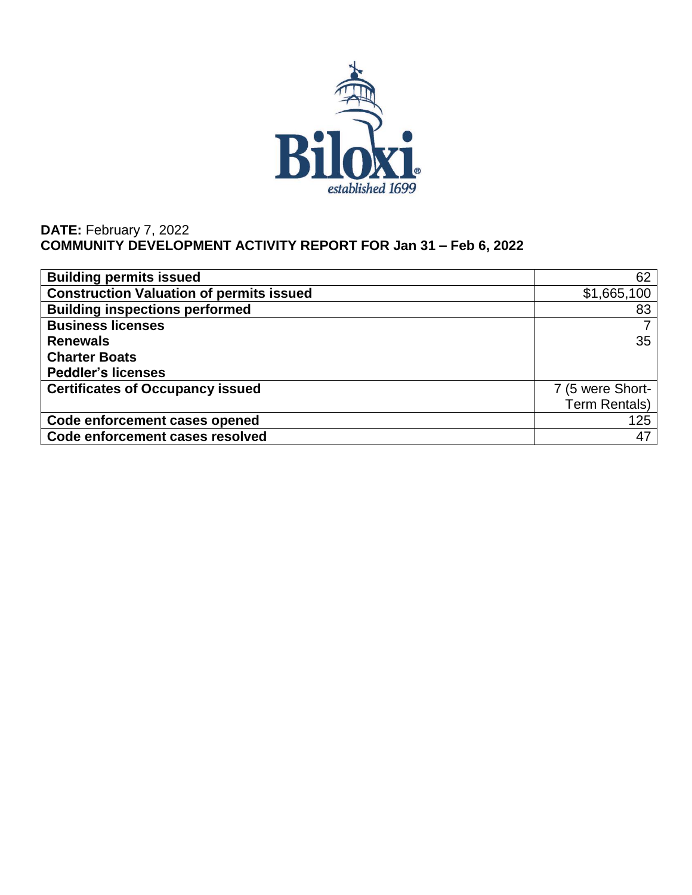**DATE:** February 7, 2022
**COMMUNITY DEVELOPMENT ACTIVITY REPORT FOR Jan 31 – Feb 6, 2022**

| | |
|---|---|
| **Building permits issued** | 62 |
| **Construction Valuation of permits issued** | $1,665,100 |
| **Building inspections performed** | 83 |
| **Business licenses** | 7 |
| **Renewals** | 35 |
| **Charter Boats** | |
| **Peddler's licenses** | |
| **Certificates of Occupancy issued** | 7 (5 were Short-Term Rentals) |
| **Code enforcement cases opened** | 125 |
| **Code enforcement cases resolved** | 47 |